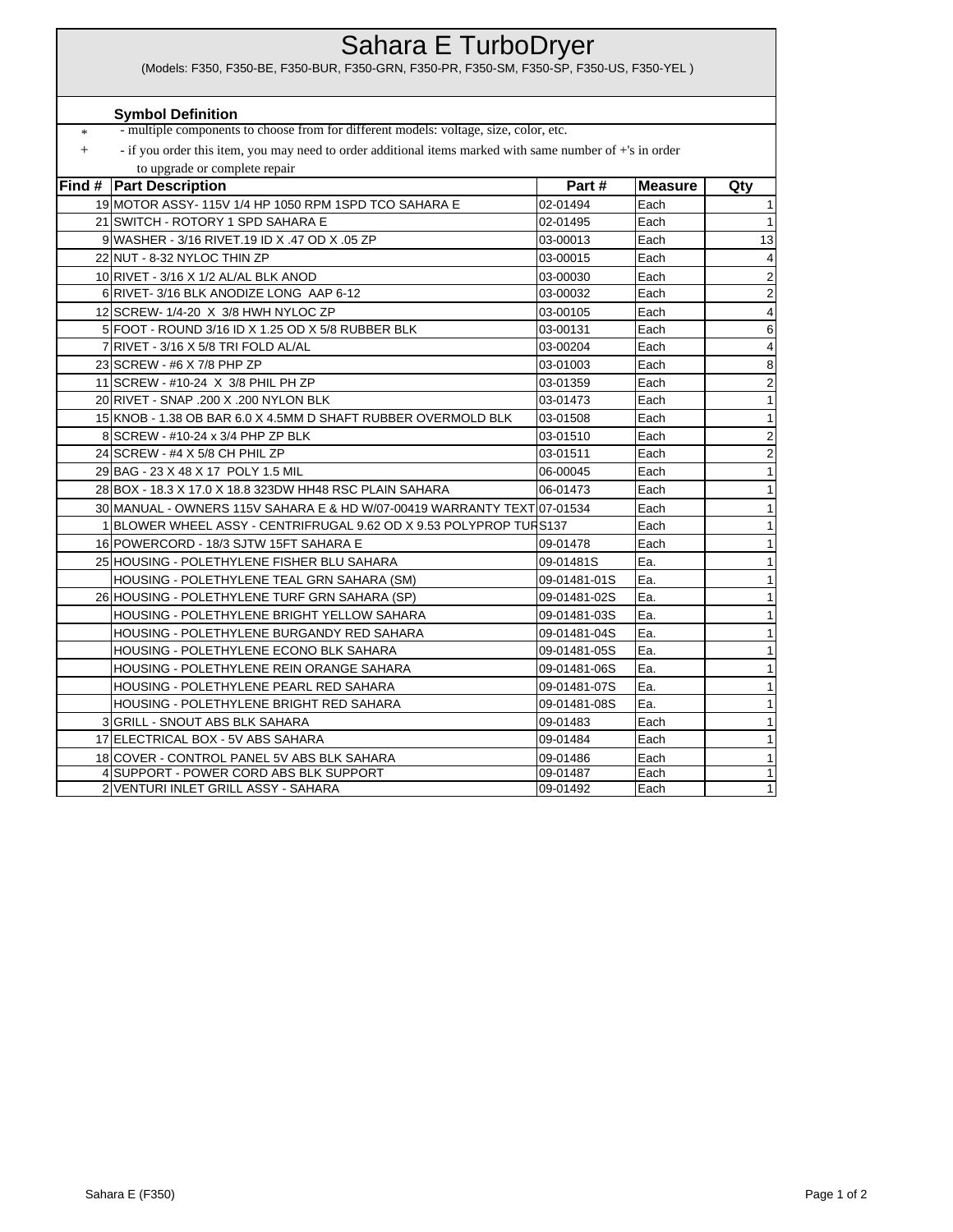# Sahara E TurboDryer

(Models: F350, F350-BE, F350-BUR, F350-GRN, F350-PR, F350-SM, F350-SP, F350-US, F350-YEL )

**Symbol Definition**

\* - multiple components to choose from for different models: voltage, size, color, etc.

\+ - if you order this item, you may need to order additional items marked with same number of +'s in order to upgrade or complete repair

| Find # | Part Description | Part # | Measure | Qty |
|---|---|---|---|---|
| 19 | MOTOR ASSY- 115V 1/4 HP 1050 RPM 1SPD TCO SAHARA E | 02-01494 | Each | 1 |
| 21 | SWITCH - ROTORY 1 SPD SAHARA E | 02-01495 | Each | 1 |
| 9 | WASHER - 3/16 RIVET.19 ID X .47 OD X .05 ZP | 03-00013 | Each | 13 |
| 22 | NUT - 8-32 NYLOC THIN ZP | 03-00015 | Each | 4 |
| 10 | RIVET - 3/16 X 1/2 AL/AL BLK ANOD | 03-00030 | Each | 2 |
| 6 | RIVET- 3/16 BLK ANODIZE LONG AAP 6-12 | 03-00032 | Each | 2 |
| 12 | SCREW- 1/4-20 X 3/8 HWH NYLOC ZP | 03-00105 | Each | 4 |
| 5 | FOOT - ROUND 3/16 ID X 1.25 OD X 5/8 RUBBER BLK | 03-00131 | Each | 6 |
| 7 | RIVET - 3/16 X 5/8 TRI FOLD AL/AL | 03-00204 | Each | 4 |
| 23 | SCREW - #6 X 7/8 PHP ZP | 03-01003 | Each | 8 |
| 11 | SCREW - #10-24 X 3/8 PHIL PH ZP | 03-01359 | Each | 2 |
| 20 | RIVET - SNAP .200 X .200 NYLON BLK | 03-01473 | Each | 1 |
| 15 | KNOB - 1.38 OB BAR 6.0 X 4.5MM D SHAFT RUBBER OVERMOLD BLK | 03-01508 | Each | 1 |
| 8 | SCREW - #10-24 x 3/4 PHP ZP BLK | 03-01510 | Each | 2 |
| 24 | SCREW - #4 X 5/8 CH PHIL ZP | 03-01511 | Each | 2 |
| 29 | BAG - 23 X 48 X 17 POLY 1.5 MIL | 06-00045 | Each | 1 |
| 28 | BOX - 18.3 X 17.0 X 18.8 323DW HH48 RSC PLAIN SAHARA | 06-01473 | Each | 1 |
| 30 | MANUAL - OWNERS 115V SAHARA E & HD W/07-00419 WARRANTY TEXT | 07-01534 | Each | 1 |
| 1 | BLOWER WHEEL ASSY - CENTRIFRUGAL 9.62 OD X 9.53 POLYPROP TUR | S137 | Each | 1 |
| 16 | POWERCORD - 18/3 SJTW 15FT SAHARA E | 09-01478 | Each | 1 |
| 25 | HOUSING - POLETHYLENE FISHER BLU SAHARA | 09-01481S | Ea. | 1 |
| | HOUSING - POLETHYLENE TEAL GRN SAHARA (SM) | 09-01481-01S | Ea. | 1 |
| 26 | HOUSING - POLETHYLENE TURF GRN SAHARA (SP) | 09-01481-02S | Ea. | 1 |
| | HOUSING - POLETHYLENE BRIGHT YELLOW SAHARA | 09-01481-03S | Ea. | 1 |
| | HOUSING - POLETHYLENE BURGANDY RED SAHARA | 09-01481-04S | Ea. | 1 |
| | HOUSING - POLETHYLENE ECONO BLK SAHARA | 09-01481-05S | Ea. | 1 |
| | HOUSING - POLETHYLENE REIN ORANGE SAHARA | 09-01481-06S | Ea. | 1 |
| | HOUSING - POLETHYLENE PEARL RED SAHARA | 09-01481-07S | Ea. | 1 |
| | HOUSING - POLETHYLENE BRIGHT RED SAHARA | 09-01481-08S | Ea. | 1 |
| 3 | GRILL - SNOUT ABS BLK SAHARA | 09-01483 | Each | 1 |
| 17 | ELECTRICAL BOX - 5V ABS SAHARA | 09-01484 | Each | 1 |
| 18 | COVER - CONTROL PANEL 5V ABS BLK SAHARA | 09-01486 | Each | 1 |
| 4 | SUPPORT - POWER CORD ABS BLK SUPPORT | 09-01487 | Each | 1 |
| 2 | VENTURI INLET GRILL ASSY - SAHARA | 09-01492 | Each | 1 |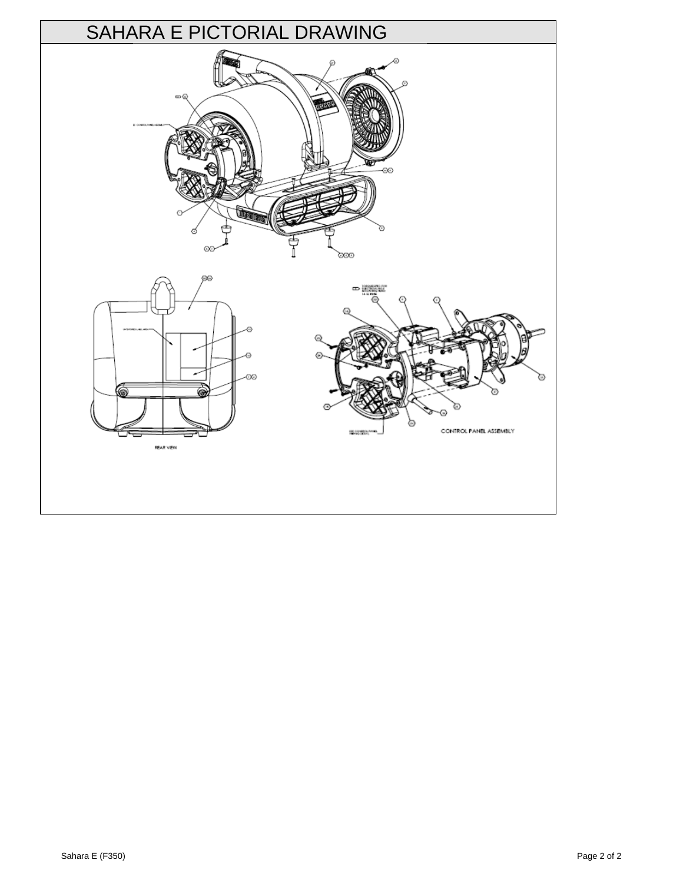# SAHARA E PICTORIAL DRAWING

REAR VIEW

CONTROL PANEL ASSEMBLY